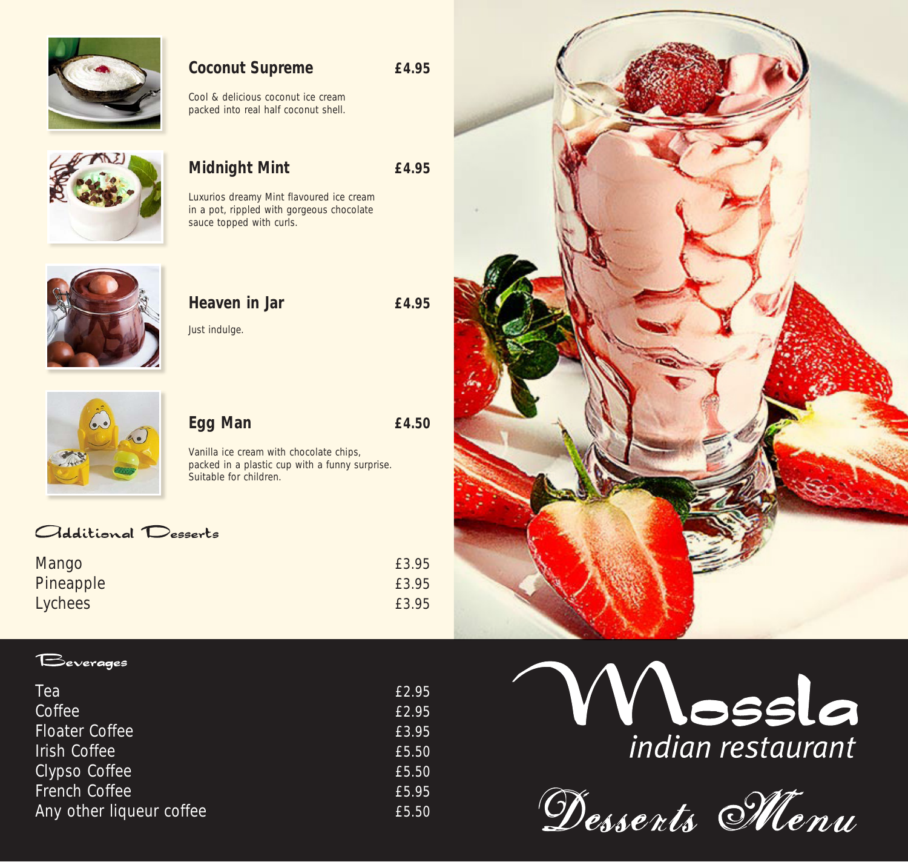# Mossla
*indian restaurant*

## Desserts Menu

### Coconut Supreme — £4.95

Cool & delicious coconut ice cream packed into real half coconut shell.

### Midnight Mint — £4.95

Luxurios dreamy Mint flavoured ice cream in a pot, rippled with gorgeous chocolate sauce topped with curls.

### Heaven in Jar — £4.95

Just indulge.

### Egg Man — £4.50

Vanilla ice cream with chocolate chips, packed in a plastic cup with a funny surprise. Suitable for children.

## Additional Desserts

| Item | Price |
| --- | --- |
| Mango | £3.95 |
| Pineapple | £3.95 |
| Lychees | £3.95 |

## Beverages

| Item | Price |
| --- | --- |
| Tea | £2.95 |
| Coffee | £2.95 |
| Floater Coffee | £3.95 |
| Irish Coffee | £5.50 |
| Clypso Coffee | £5.50 |
| French Coffee | £5.95 |
| Any other liqueur coffee | £5.50 |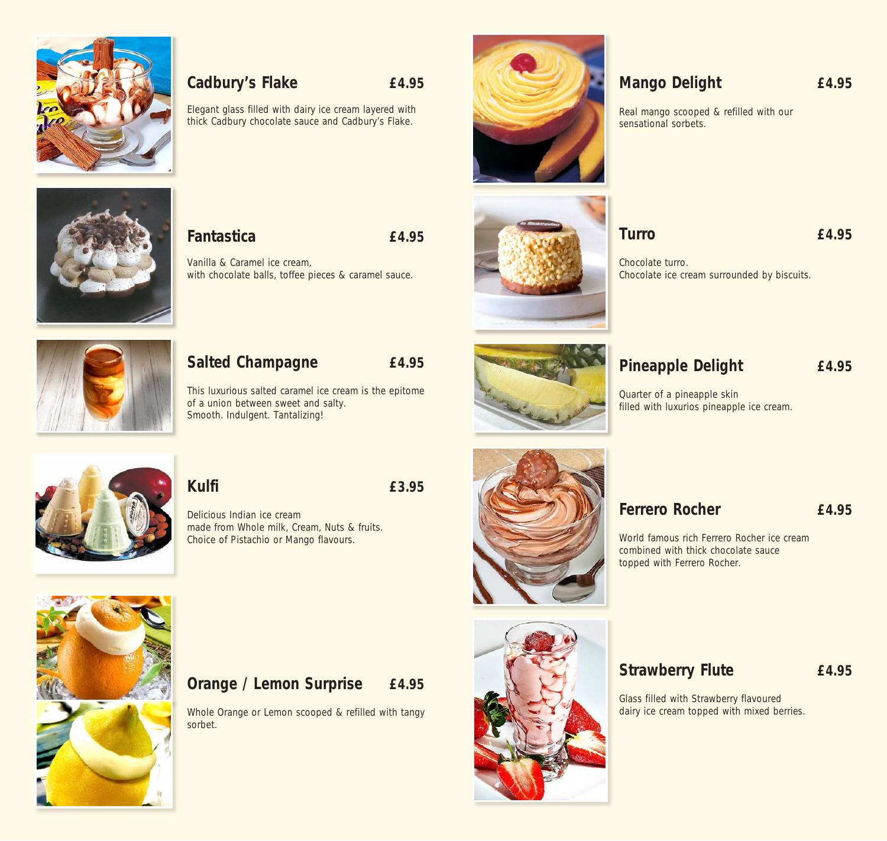## Cadbury's Flake £4.95

Elegant glass filled with dairy ice cream layered with thick Cadbury chocolate sauce and Cadbury's Flake.

## Fantastica £4.95

Vanilla & Caramel ice cream,
with chocolate balls, toffee pieces & caramel sauce.

## Salted Champagne £4.95

This luxurious salted caramel ice cream is the epitome of a union between sweet and salty.
Smooth. Indulgent. Tantalizing!

## Kulfi £3.95

Delicious Indian ice cream
made from Whole milk, Cream, Nuts & fruits.
Choice of Pistachio or Mango flavours.

## Orange / Lemon Surprise £4.95

Whole Orange or Lemon scooped & refilled with tangy sorbet.

## Mango Delight £4.95

Real mango scooped & refilled with our sensational sorbets.

## Turro £4.95

Chocolate turro.
Chocolate ice cream surrounded by biscuits.

## Pineapple Delight £4.95

Quarter of a pineapple skin
filled with luxurios pineapple ice cream.

## Ferrero Rocher £4.95

World famous rich Ferrero Rocher ice cream combined with thick chocolate sauce topped with Ferrero Rocher.

## Strawberry Flute £4.95

Glass filled with Strawberry flavoured dairy ice cream topped with mixed berries.